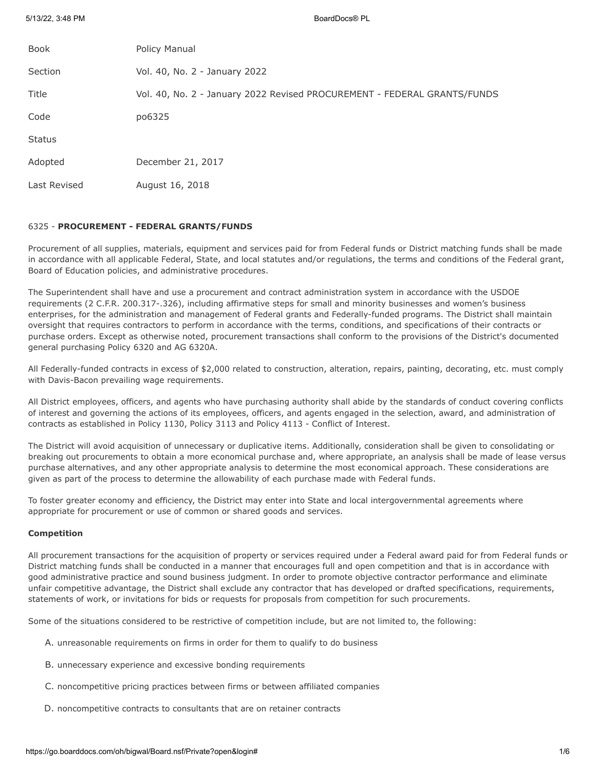| | |
|---|---|
| Book | Policy Manual |
| Section | Vol. 40, No. 2 - January 2022 |
| Title | Vol. 40, No. 2 - January 2022 Revised PROCUREMENT - FEDERAL GRANTS/FUNDS |
| Code | po6325 |
| Status | |
| Adopted | December 21, 2017 |
| Last Revised | August 16, 2018 |

6325 - **PROCUREMENT - FEDERAL GRANTS/FUNDS**

Procurement of all supplies, materials, equipment and services paid for from Federal funds or District matching funds shall be made in accordance with all applicable Federal, State, and local statutes and/or regulations, the terms and conditions of the Federal grant, Board of Education policies, and administrative procedures.

The Superintendent shall have and use a procurement and contract administration system in accordance with the USDOE requirements (2 C.F.R. 200.317-.326), including affirmative steps for small and minority businesses and women's business enterprises, for the administration and management of Federal grants and Federally-funded programs. The District shall maintain oversight that requires contractors to perform in accordance with the terms, conditions, and specifications of their contracts or purchase orders. Except as otherwise noted, procurement transactions shall conform to the provisions of the District's documented general purchasing Policy 6320 and AG 6320A.

All Federally-funded contracts in excess of $2,000 related to construction, alteration, repairs, painting, decorating, etc. must comply with Davis-Bacon prevailing wage requirements.

All District employees, officers, and agents who have purchasing authority shall abide by the standards of conduct covering conflicts of interest and governing the actions of its employees, officers, and agents engaged in the selection, award, and administration of contracts as established in Policy 1130, Policy 3113 and Policy 4113 - Conflict of Interest.

The District will avoid acquisition of unnecessary or duplicative items. Additionally, consideration shall be given to consolidating or breaking out procurements to obtain a more economical purchase and, where appropriate, an analysis shall be made of lease versus purchase alternatives, and any other appropriate analysis to determine the most economical approach. These considerations are given as part of the process to determine the allowability of each purchase made with Federal funds.

To foster greater economy and efficiency, the District may enter into State and local intergovernmental agreements where appropriate for procurement or use of common or shared goods and services.

**Competition**

All procurement transactions for the acquisition of property or services required under a Federal award paid for from Federal funds or District matching funds shall be conducted in a manner that encourages full and open competition and that is in accordance with good administrative practice and sound business judgment. In order to promote objective contractor performance and eliminate unfair competitive advantage, the District shall exclude any contractor that has developed or drafted specifications, requirements, statements of work, or invitations for bids or requests for proposals from competition for such procurements.

Some of the situations considered to be restrictive of competition include, but are not limited to, the following:

A. unreasonable requirements on firms in order for them to qualify to do business

B. unnecessary experience and excessive bonding requirements

C. noncompetitive pricing practices between firms or between affiliated companies

D. noncompetitive contracts to consultants that are on retainer contracts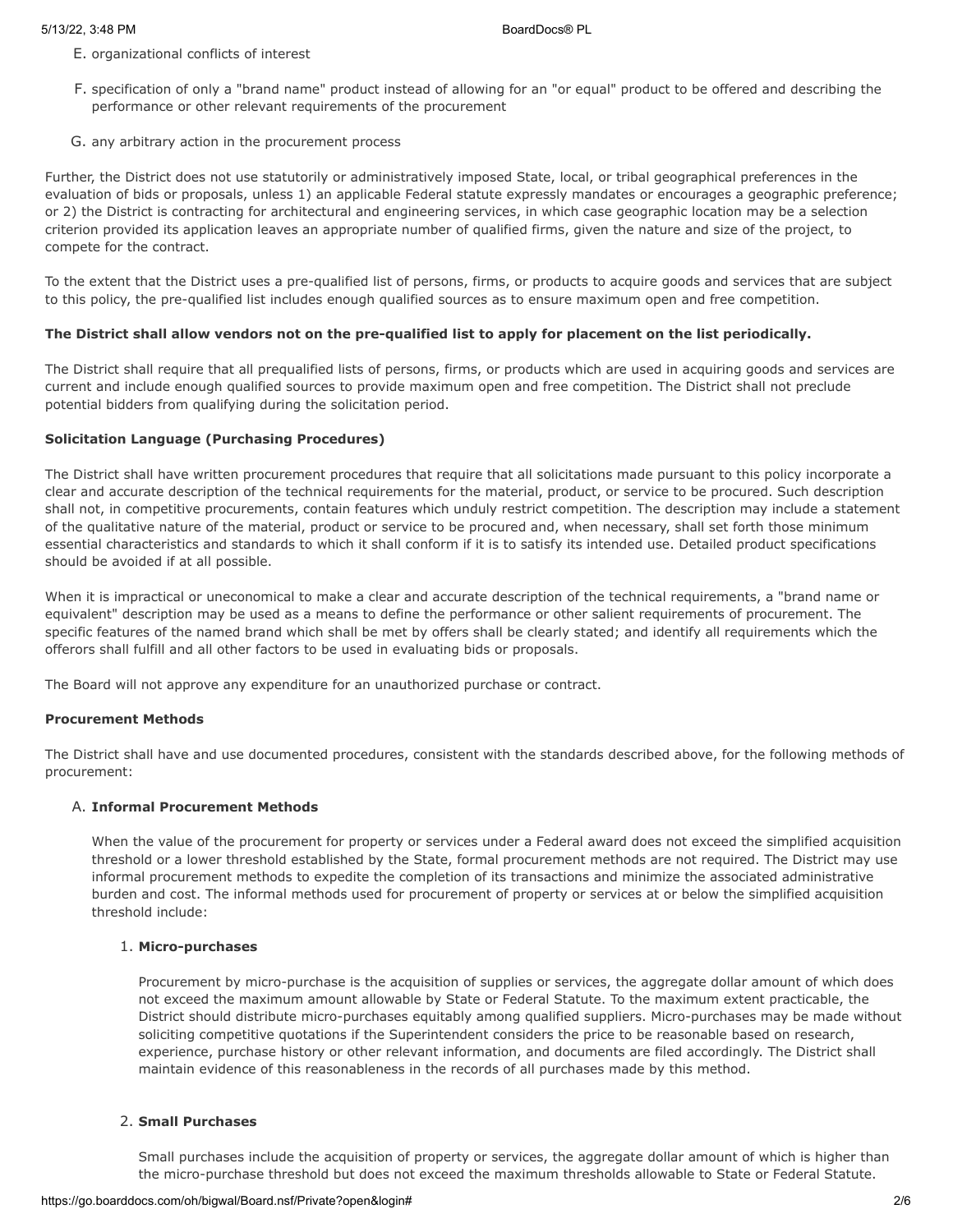E. organizational conflicts of interest

F. specification of only a "brand name" product instead of allowing for an "or equal" product to be offered and describing the performance or other relevant requirements of the procurement

G. any arbitrary action in the procurement process

Further, the District does not use statutorily or administratively imposed State, local, or tribal geographical preferences in the evaluation of bids or proposals, unless 1) an applicable Federal statute expressly mandates or encourages a geographic preference; or 2) the District is contracting for architectural and engineering services, in which case geographic location may be a selection criterion provided its application leaves an appropriate number of qualified firms, given the nature and size of the project, to compete for the contract.

To the extent that the District uses a pre-qualified list of persons, firms, or products to acquire goods and services that are subject to this policy, the pre-qualified list includes enough qualified sources as to ensure maximum open and free competition.

**The District shall allow vendors not on the pre-qualified list to apply for placement on the list periodically.**

The District shall require that all prequalified lists of persons, firms, or products which are used in acquiring goods and services are current and include enough qualified sources to provide maximum open and free competition. The District shall not preclude potential bidders from qualifying during the solicitation period.

**Solicitation Language (Purchasing Procedures)**

The District shall have written procurement procedures that require that all solicitations made pursuant to this policy incorporate a clear and accurate description of the technical requirements for the material, product, or service to be procured. Such description shall not, in competitive procurements, contain features which unduly restrict competition. The description may include a statement of the qualitative nature of the material, product or service to be procured and, when necessary, shall set forth those minimum essential characteristics and standards to which it shall conform if it is to satisfy its intended use. Detailed product specifications should be avoided if at all possible.

When it is impractical or uneconomical to make a clear and accurate description of the technical requirements, a "brand name or equivalent" description may be used as a means to define the performance or other salient requirements of procurement. The specific features of the named brand which shall be met by offers shall be clearly stated; and identify all requirements which the offerors shall fulfill and all other factors to be used in evaluating bids or proposals.

The Board will not approve any expenditure for an unauthorized purchase or contract.

**Procurement Methods**

The District shall have and use documented procedures, consistent with the standards described above, for the following methods of procurement:

A. **Informal Procurement Methods**

When the value of the procurement for property or services under a Federal award does not exceed the simplified acquisition threshold or a lower threshold established by the State, formal procurement methods are not required. The District may use informal procurement methods to expedite the completion of its transactions and minimize the associated administrative burden and cost. The informal methods used for procurement of property or services at or below the simplified acquisition threshold include:

1. **Micro-purchases**

   Procurement by micro-purchase is the acquisition of supplies or services, the aggregate dollar amount of which does not exceed the maximum amount allowable by State or Federal Statute. To the maximum extent practicable, the District should distribute micro-purchases equitably among qualified suppliers. Micro-purchases may be made without soliciting competitive quotations if the Superintendent considers the price to be reasonable based on research, experience, purchase history or other relevant information, and documents are filed accordingly. The District shall maintain evidence of this reasonableness in the records of all purchases made by this method.

2. **Small Purchases**

   Small purchases include the acquisition of property or services, the aggregate dollar amount of which is higher than the micro-purchase threshold but does not exceed the maximum thresholds allowable to State or Federal Statute.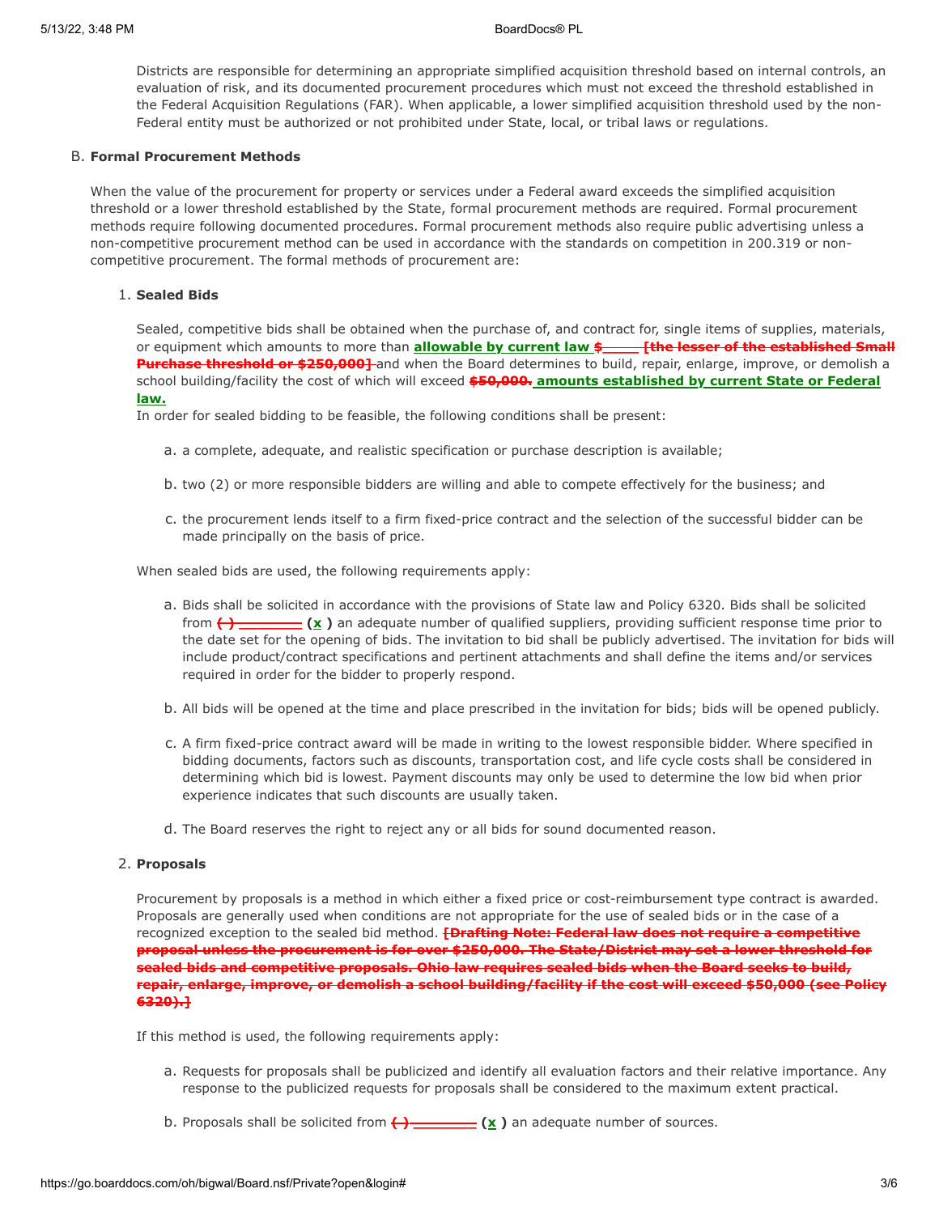Districts are responsible for determining an appropriate simplified acquisition threshold based on internal controls, an evaluation of risk, and its documented procurement procedures which must not exceed the threshold established in the Federal Acquisition Regulations (FAR). When applicable, a lower simplified acquisition threshold used by the non-Federal entity must be authorized or not prohibited under State, local, or tribal laws or regulations.

B. **Formal Procurement Methods**

When the value of the procurement for property or services under a Federal award exceeds the simplified acquisition threshold or a lower threshold established by the State, formal procurement methods are required. Formal procurement methods require following documented procedures. Formal procurement methods also require public advertising unless a non-competitive procurement method can be used in accordance with the standards on competition in 200.319 or non-competitive procurement. The formal methods of procurement are:

1. **Sealed Bids**

   Sealed, competitive bids shall be obtained when the purchase of, and contract for, single items of supplies, materials, or equipment which amounts to more than **allowable by current law** ~~$_____ [the lesser of the established Small Purchase threshold or $250,000]~~ and when the Board determines to build, repair, enlarge, improve, or demolish a school building/facility the cost of which will exceed ~~$50,000.~~ **amounts established by current State or Federal law.**

   In order for sealed bidding to be feasible, the following conditions shall be present:

   a. a complete, adequate, and realistic specification or purchase description is available;

   b. two (2) or more responsible bidders are willing and able to compete effectively for the business; and

   c. the procurement lends itself to a firm fixed-price contract and the selection of the successful bidder can be made principally on the basis of price.

   When sealed bids are used, the following requirements apply:

   a. Bids shall be solicited in accordance with the provisions of State law and Policy 6320. Bids shall be solicited from ~~( ) ________~~ **(x)** an adequate number of qualified suppliers, providing sufficient response time prior to the date set for the opening of bids. The invitation to bid shall be publicly advertised. The invitation for bids will include product/contract specifications and pertinent attachments and shall define the items and/or services required in order for the bidder to properly respond.

   b. All bids will be opened at the time and place prescribed in the invitation for bids; bids will be opened publicly.

   c. A firm fixed-price contract award will be made in writing to the lowest responsible bidder. Where specified in bidding documents, factors such as discounts, transportation cost, and life cycle costs shall be considered in determining which bid is lowest. Payment discounts may only be used to determine the low bid when prior experience indicates that such discounts are usually taken.

   d. The Board reserves the right to reject any or all bids for sound documented reason.

2. **Proposals**

   Procurement by proposals is a method in which either a fixed price or cost-reimbursement type contract is awarded. Proposals are generally used when conditions are not appropriate for the use of sealed bids or in the case of a recognized exception to the sealed bid method. ~~[Drafting Note: Federal law does not require a competitive proposal unless the procurement is for over $250,000. The State/District may set a lower threshold for sealed bids and competitive proposals. Ohio law requires sealed bids when the Board seeks to build, repair, enlarge, improve, or demolish a school building/facility if the cost will exceed $50,000 (see Policy 6320).]~~

   If this method is used, the following requirements apply:

   a. Requests for proposals shall be publicized and identify all evaluation factors and their relative importance. Any response to the publicized requests for proposals shall be considered to the maximum extent practical.

   b. Proposals shall be solicited from ~~( ) ________~~ **(x)** an adequate number of sources.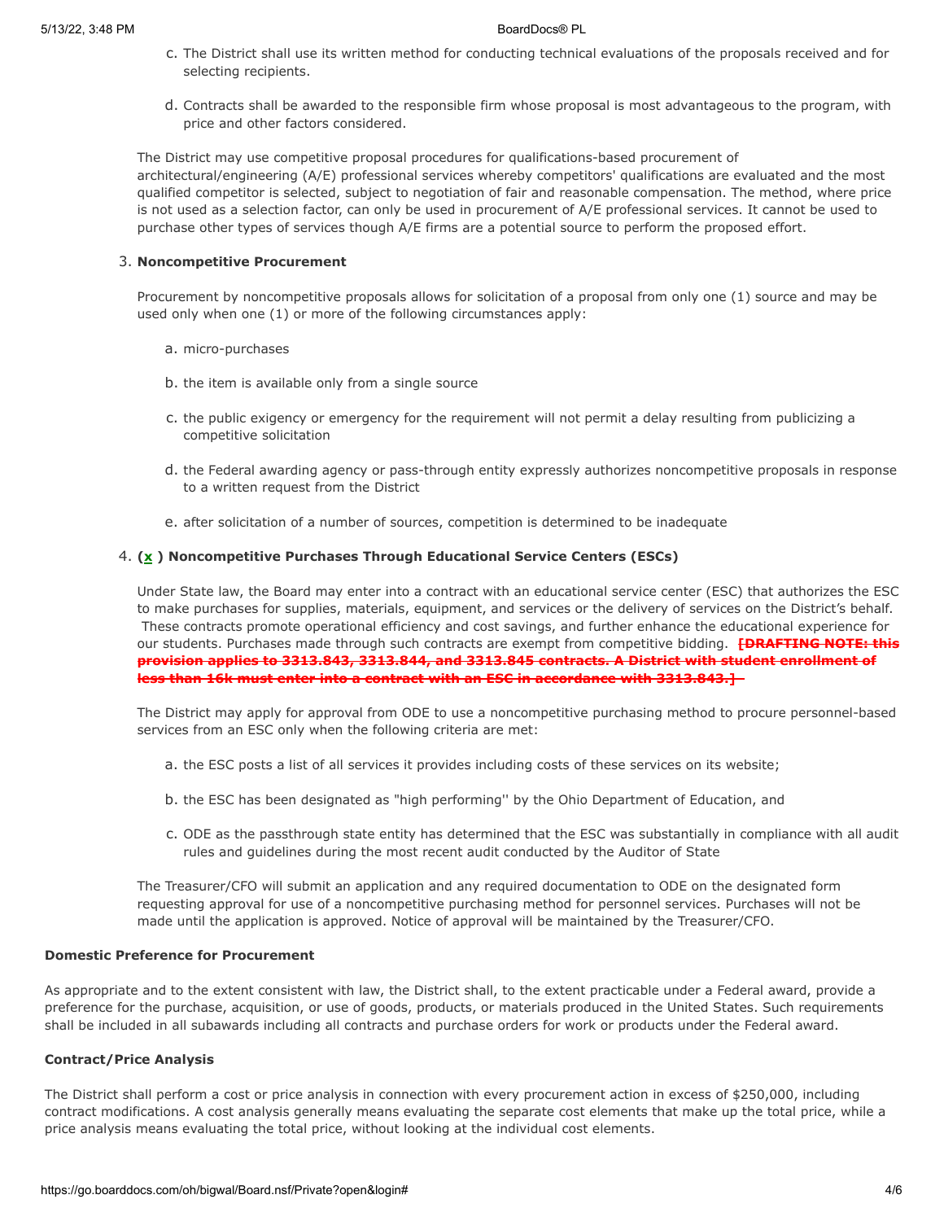c. The District shall use its written method for conducting technical evaluations of the proposals received and for selecting recipients.

d. Contracts shall be awarded to the responsible firm whose proposal is most advantageous to the program, with price and other factors considered.

The District may use competitive proposal procedures for qualifications-based procurement of architectural/engineering (A/E) professional services whereby competitors' qualifications are evaluated and the most qualified competitor is selected, subject to negotiation of fair and reasonable compensation. The method, where price is not used as a selection factor, can only be used in procurement of A/E professional services. It cannot be used to purchase other types of services though A/E firms are a potential source to perform the proposed effort.

3. **Noncompetitive Procurement**

   Procurement by noncompetitive proposals allows for solicitation of a proposal from only one (1) source and may be used only when one (1) or more of the following circumstances apply:

   a. micro-purchases

   b. the item is available only from a single source

   c. the public exigency or emergency for the requirement will not permit a delay resulting from publicizing a competitive solicitation

   d. the Federal awarding agency or pass-through entity expressly authorizes noncompetitive proposals in response to a written request from the District

   e. after solicitation of a number of sources, competition is determined to be inadequate

4. **( x ) Noncompetitive Purchases Through Educational Service Centers (ESCs)**

   Under State law, the Board may enter into a contract with an educational service center (ESC) that authorizes the ESC to make purchases for supplies, materials, equipment, and services or the delivery of services on the District's behalf. These contracts promote operational efficiency and cost savings, and further enhance the educational experience for our students. Purchases made through such contracts are exempt from competitive bidding. ~~**[DRAFTING NOTE: this provision applies to 3313.843, 3313.844, and 3313.845 contracts. A District with student enrollment of less than 16k must enter into a contract with an ESC in accordance with 3313.843.]**~~

   The District may apply for approval from ODE to use a noncompetitive purchasing method to procure personnel-based services from an ESC only when the following criteria are met:

   a. the ESC posts a list of all services it provides including costs of these services on its website;

   b. the ESC has been designated as "high performing'' by the Ohio Department of Education, and

   c. ODE as the passthrough state entity has determined that the ESC was substantially in compliance with all audit rules and guidelines during the most recent audit conducted by the Auditor of State

   The Treasurer/CFO will submit an application and any required documentation to ODE on the designated form requesting approval for use of a noncompetitive purchasing method for personnel services. Purchases will not be made until the application is approved. Notice of approval will be maintained by the Treasurer/CFO.

**Domestic Preference for Procurement**

As appropriate and to the extent consistent with law, the District shall, to the extent practicable under a Federal award, provide a preference for the purchase, acquisition, or use of goods, products, or materials produced in the United States. Such requirements shall be included in all subawards including all contracts and purchase orders for work or products under the Federal award.

**Contract/Price Analysis**

The District shall perform a cost or price analysis in connection with every procurement action in excess of $250,000, including contract modifications. A cost analysis generally means evaluating the separate cost elements that make up the total price, while a price analysis means evaluating the total price, without looking at the individual cost elements.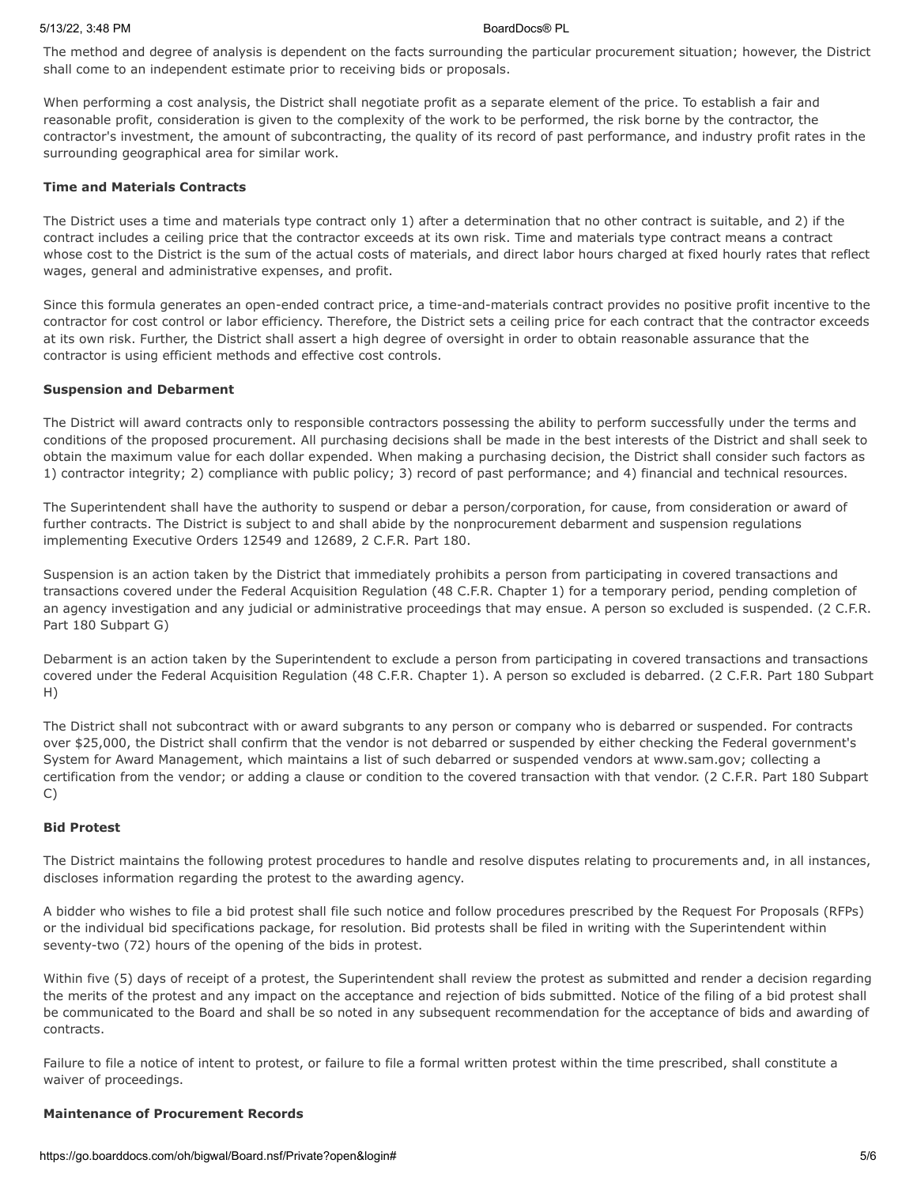The method and degree of analysis is dependent on the facts surrounding the particular procurement situation; however, the District shall come to an independent estimate prior to receiving bids or proposals.

When performing a cost analysis, the District shall negotiate profit as a separate element of the price. To establish a fair and reasonable profit, consideration is given to the complexity of the work to be performed, the risk borne by the contractor, the contractor's investment, the amount of subcontracting, the quality of its record of past performance, and industry profit rates in the surrounding geographical area for similar work.

**Time and Materials Contracts**

The District uses a time and materials type contract only 1) after a determination that no other contract is suitable, and 2) if the contract includes a ceiling price that the contractor exceeds at its own risk. Time and materials type contract means a contract whose cost to the District is the sum of the actual costs of materials, and direct labor hours charged at fixed hourly rates that reflect wages, general and administrative expenses, and profit.

Since this formula generates an open-ended contract price, a time-and-materials contract provides no positive profit incentive to the contractor for cost control or labor efficiency. Therefore, the District sets a ceiling price for each contract that the contractor exceeds at its own risk. Further, the District shall assert a high degree of oversight in order to obtain reasonable assurance that the contractor is using efficient methods and effective cost controls.

**Suspension and Debarment**

The District will award contracts only to responsible contractors possessing the ability to perform successfully under the terms and conditions of the proposed procurement. All purchasing decisions shall be made in the best interests of the District and shall seek to obtain the maximum value for each dollar expended. When making a purchasing decision, the District shall consider such factors as 1) contractor integrity; 2) compliance with public policy; 3) record of past performance; and 4) financial and technical resources.

The Superintendent shall have the authority to suspend or debar a person/corporation, for cause, from consideration or award of further contracts. The District is subject to and shall abide by the nonprocurement debarment and suspension regulations implementing Executive Orders 12549 and 12689, 2 C.F.R. Part 180.

Suspension is an action taken by the District that immediately prohibits a person from participating in covered transactions and transactions covered under the Federal Acquisition Regulation (48 C.F.R. Chapter 1) for a temporary period, pending completion of an agency investigation and any judicial or administrative proceedings that may ensue. A person so excluded is suspended. (2 C.F.R. Part 180 Subpart G)

Debarment is an action taken by the Superintendent to exclude a person from participating in covered transactions and transactions covered under the Federal Acquisition Regulation (48 C.F.R. Chapter 1). A person so excluded is debarred. (2 C.F.R. Part 180 Subpart H)

The District shall not subcontract with or award subgrants to any person or company who is debarred or suspended. For contracts over $25,000, the District shall confirm that the vendor is not debarred or suspended by either checking the Federal government's System for Award Management, which maintains a list of such debarred or suspended vendors at www.sam.gov; collecting a certification from the vendor; or adding a clause or condition to the covered transaction with that vendor. (2 C.F.R. Part 180 Subpart C)

**Bid Protest**

The District maintains the following protest procedures to handle and resolve disputes relating to procurements and, in all instances, discloses information regarding the protest to the awarding agency.

A bidder who wishes to file a bid protest shall file such notice and follow procedures prescribed by the Request For Proposals (RFPs) or the individual bid specifications package, for resolution. Bid protests shall be filed in writing with the Superintendent within seventy-two (72) hours of the opening of the bids in protest.

Within five (5) days of receipt of a protest, the Superintendent shall review the protest as submitted and render a decision regarding the merits of the protest and any impact on the acceptance and rejection of bids submitted. Notice of the filing of a bid protest shall be communicated to the Board and shall be so noted in any subsequent recommendation for the acceptance of bids and awarding of contracts.

Failure to file a notice of intent to protest, or failure to file a formal written protest within the time prescribed, shall constitute a waiver of proceedings.

**Maintenance of Procurement Records**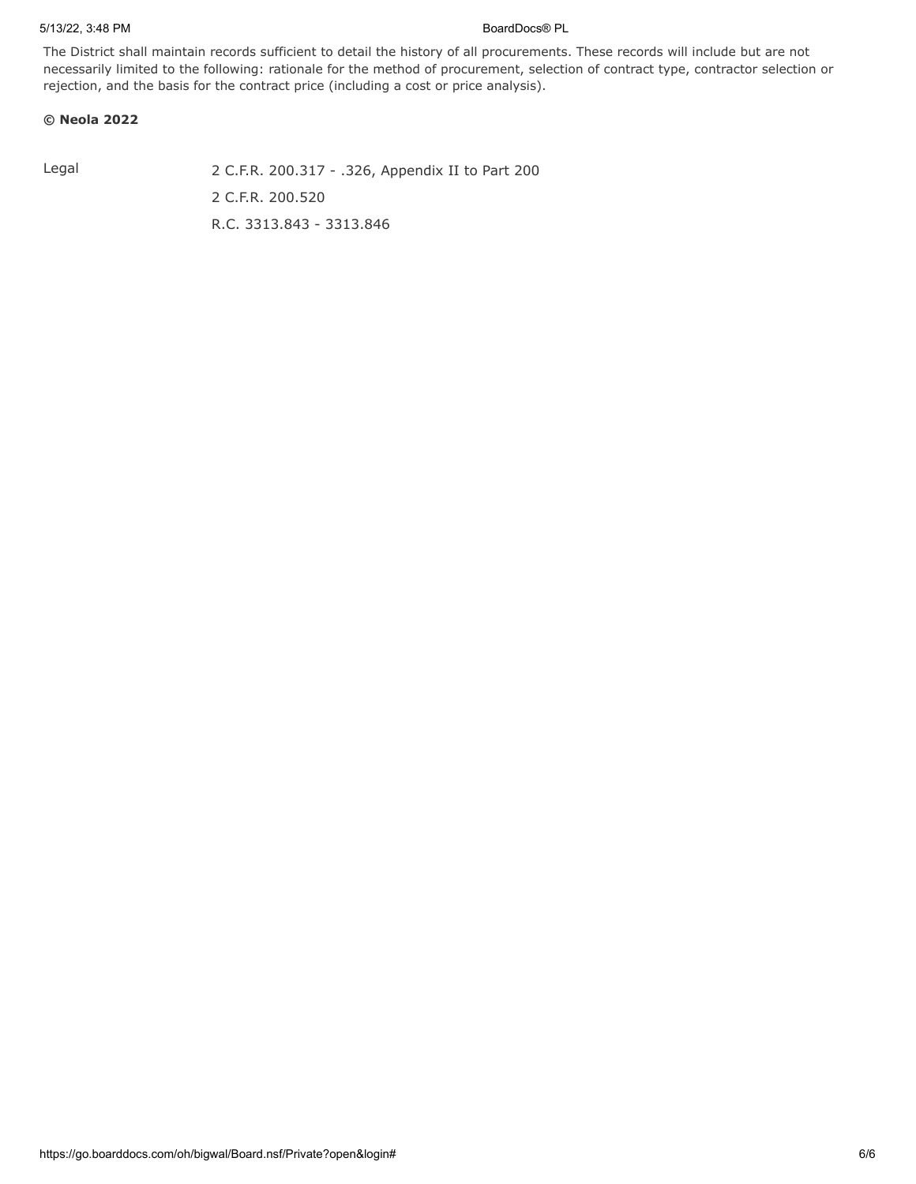The District shall maintain records sufficient to detail the history of all procurements. These records will include but are not necessarily limited to the following: rationale for the method of procurement, selection of contract type, contractor selection or rejection, and the basis for the contract price (including a cost or price analysis).

**© Neola 2022**

| | |
|---|---|
| Legal | 2 C.F.R. 200.317 - .326, Appendix II to Part 200 |
| | 2 C.F.R. 200.520 |
| | R.C. 3313.843 - 3313.846 |